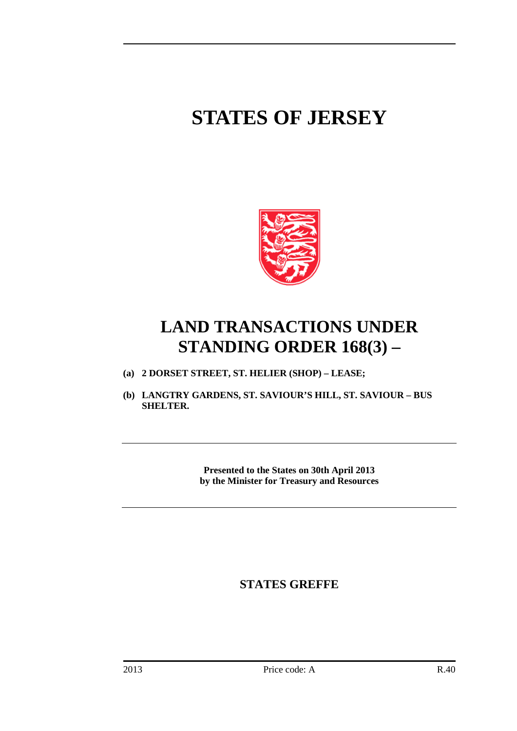# STATES OF JERSEY

# LAND TRANSACTIONS UNDER STANDING ORDER 168(3) –

**(a) 2 DORSET STREET, ST. HELIER (SHOP) – LEASE;**

**(b) LANGTRY GARDENS, ST. SAVIOUR'S HILL, ST. SAVIOUR – BUS SHELTER.**

**Presented to the States on 30th April 2013 by the Minister for Treasury and Resources**

**STATES GREFFE**

2013 Price code: A R.40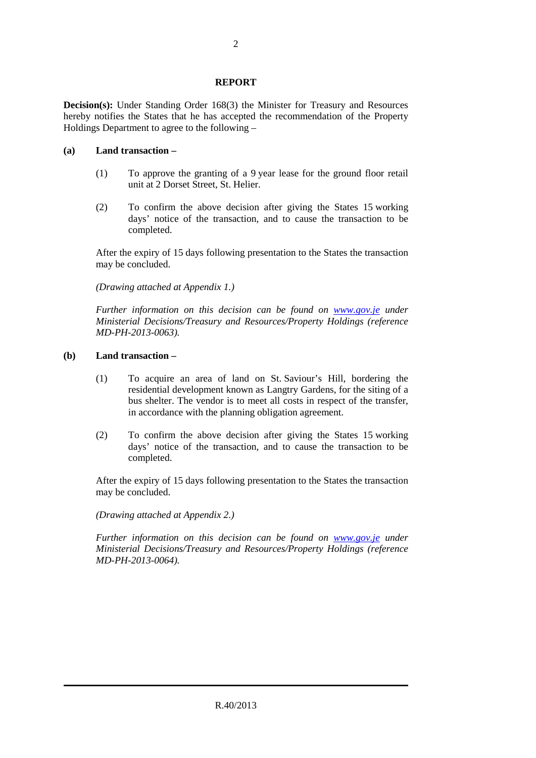## REPORT

**Decision(s):** Under Standing Order 168(3) the Minister for Treasury and Resources hereby notifies the States that he has accepted the recommendation of the Property Holdings Department to agree to the following –

**(a) Land transaction –**

(1) To approve the granting of a 9 year lease for the ground floor retail unit at 2 Dorset Street, St. Helier.

(2) To confirm the above decision after giving the States 15 working days' notice of the transaction, and to cause the transaction to be completed.

After the expiry of 15 days following presentation to the States the transaction may be concluded.

*(Drawing attached at Appendix 1.)*

*Further information on this decision can be found on [www.gov.je](http://www.gov.je) under Ministerial Decisions/Treasury and Resources/Property Holdings (reference MD-PH-2013-0063).*

**(b) Land transaction –**

(1) To acquire an area of land on St. Saviour's Hill, bordering the residential development known as Langtry Gardens, for the siting of a bus shelter. The vendor is to meet all costs in respect of the transfer, in accordance with the planning obligation agreement.

(2) To confirm the above decision after giving the States 15 working days' notice of the transaction, and to cause the transaction to be completed.

After the expiry of 15 days following presentation to the States the transaction may be concluded.

*(Drawing attached at Appendix 2.)*

*Further information on this decision can be found on [www.gov.je](http://www.gov.je) under Ministerial Decisions/Treasury and Resources/Property Holdings (reference MD-PH-2013-0064).*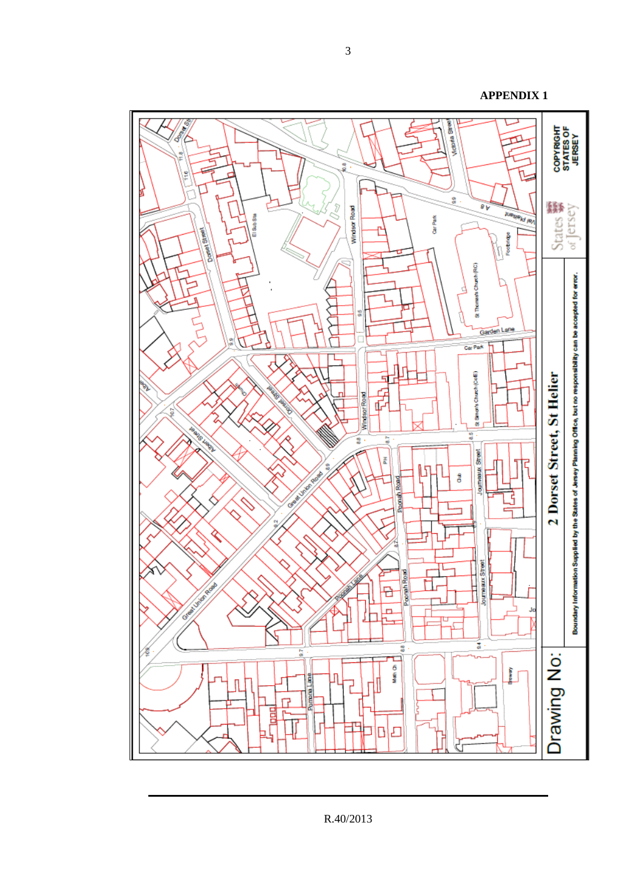**APPENDIX 1**

**2 Dorset Street, St Helier**

Drawing No:

Boundary Information Supplied by the States of Jersey Planning Office, but no responsibility can be accepted for error.

COPYRIGHT STATES OF JERSEY

States of Jersey

R.40/2013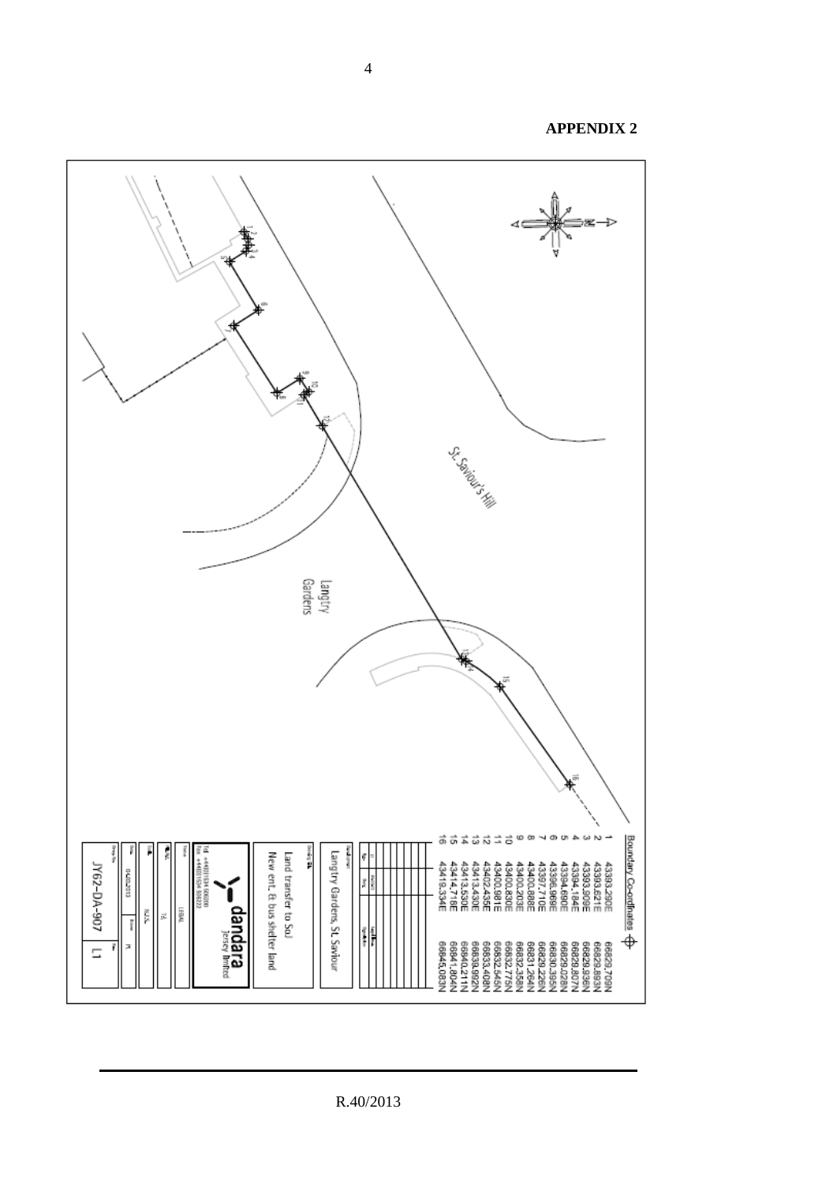**APPENDIX 2**

St. Saviour's Hill

Langtry Gardens

Boundary Co-ordinates

| | | |
|---|---|---|
| 1 | 43393.290E | 66829.709N |
| 2 | 43393.621E | 66829.893N |
| 3 | 43393.909E | 66829.836N |
| 4 | 43394.184E | 66829.807N |
| 5 | 43394.690E | 66829.028N |
| 6 | 43396.969E | 66830.395N |
| 7 | 43397.710E | 66829.226N |
| 8 | 43400.888E | 66831.264N |
| 9 | 43400.203E | 66832.358N |
| 10 | 43400.830E | 66832.775N |
| 11 | 43400.981E | 66832.545N |
| 12 | 43402.435E | 66833.408N |
| 13 | 43413.430E | 66839.992N |
| 14 | 43413.530E | 66840.211N |
| 15 | 43414.718E | 66841.804N |
| 16 | 43419.334E | 66845.083N |

Langtry Gardens, St. Saviour

Land transfer to SoJ
New ent. & bus shelter land

dandara Jersey limited

Tel: +44(0)1534 506000
Fax: +44(0)1534 506222

LEGAL

04/03/2013

JY62-DA-907 L1